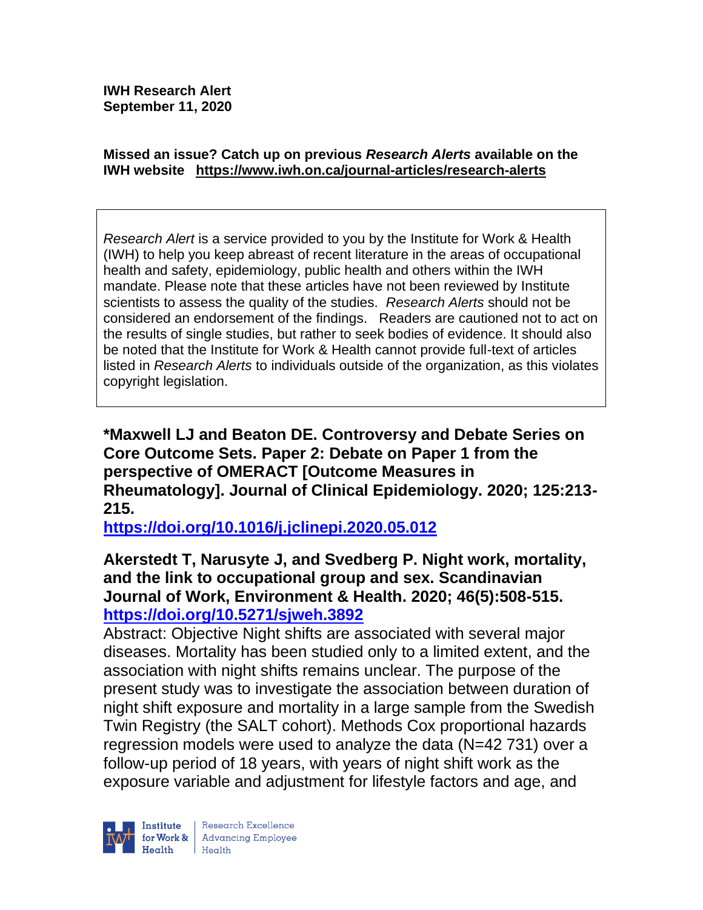**IWH Research Alert**
**September 11, 2020**

**Missed an issue? Catch up on previous *Research Alerts* available on the IWH website [https://www.iwh.on.ca/journal-articles/research-alerts](https://www.iwh.on.ca/journal-articles/research-alerts)**

*Research Alert* is a service provided to you by the Institute for Work & Health (IWH) to help you keep abreast of recent literature in the areas of occupational health and safety, epidemiology, public health and others within the IWH mandate. Please note that these articles have not been reviewed by Institute scientists to assess the quality of the studies. *Research Alerts* should not be considered an endorsement of the findings. Readers are cautioned not to act on the results of single studies, but rather to seek bodies of evidence. It should also be noted that the Institute for Work & Health cannot provide full-text of articles listed in *Research Alerts* to individuals outside of the organization, as this violates copyright legislation.

**\*Maxwell LJ and Beaton DE. Controversy and Debate Series on Core Outcome Sets. Paper 2: Debate on Paper 1 from the perspective of OMERACT [Outcome Measures in Rheumatology]. Journal of Clinical Epidemiology. 2020; 125:213-215.**
**[https://doi.org/10.1016/j.jclinepi.2020.05.012](https://doi.org/10.1016/j.jclinepi.2020.05.012)**

**Akerstedt T, Narusyte J, and Svedberg P. Night work, mortality, and the link to occupational group and sex. Scandinavian Journal of Work, Environment & Health. 2020; 46(5):508-515.**
**[https://doi.org/10.5271/sjweh.3892](https://doi.org/10.5271/sjweh.3892)**

Abstract: Objective Night shifts are associated with several major diseases. Mortality has been studied only to a limited extent, and the association with night shifts remains unclear. The purpose of the present study was to investigate the association between duration of night shift exposure and mortality in a large sample from the Swedish Twin Registry (the SALT cohort). Methods Cox proportional hazards regression models were used to analyze the data (N=42 731) over a follow-up period of 18 years, with years of night shift work as the exposure variable and adjustment for lifestyle factors and age, and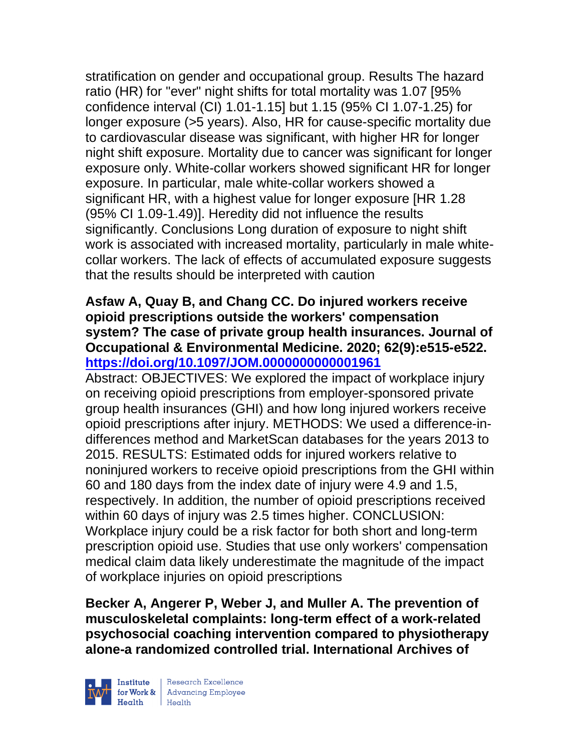stratification on gender and occupational group. Results The hazard ratio (HR) for "ever" night shifts for total mortality was 1.07 [95% confidence interval (CI) 1.01-1.15] but 1.15 (95% CI 1.07-1.25) for longer exposure (>5 years). Also, HR for cause-specific mortality due to cardiovascular disease was significant, with higher HR for longer night shift exposure. Mortality due to cancer was significant for longer exposure only. White-collar workers showed significant HR for longer exposure. In particular, male white-collar workers showed a significant HR, with a highest value for longer exposure [HR 1.28 (95% CI 1.09-1.49)]. Heredity did not influence the results significantly. Conclusions Long duration of exposure to night shift work is associated with increased mortality, particularly in male white-collar workers. The lack of effects of accumulated exposure suggests that the results should be interpreted with caution

**Asfaw A, Quay B, and Chang CC. Do injured workers receive opioid prescriptions outside the workers' compensation system? The case of private group health insurances. Journal of Occupational & Environmental Medicine. 2020; 62(9):e515-e522. https://doi.org/10.1097/JOM.0000000000001961**

Abstract: OBJECTIVES: We explored the impact of workplace injury on receiving opioid prescriptions from employer-sponsored private group health insurances (GHI) and how long injured workers receive opioid prescriptions after injury. METHODS: We used a difference-in-differences method and MarketScan databases for the years 2013 to 2015. RESULTS: Estimated odds for injured workers relative to noninjured workers to receive opioid prescriptions from the GHI within 60 and 180 days from the index date of injury were 4.9 and 1.5, respectively. In addition, the number of opioid prescriptions received within 60 days of injury was 2.5 times higher. CONCLUSION: Workplace injury could be a risk factor for both short and long-term prescription opioid use. Studies that use only workers' compensation medical claim data likely underestimate the magnitude of the impact of workplace injuries on opioid prescriptions

**Becker A, Angerer P, Weber J, and Muller A. The prevention of musculoskeletal complaints: long-term effect of a work-related psychosocial coaching intervention compared to physiotherapy alone-a randomized controlled trial. International Archives of**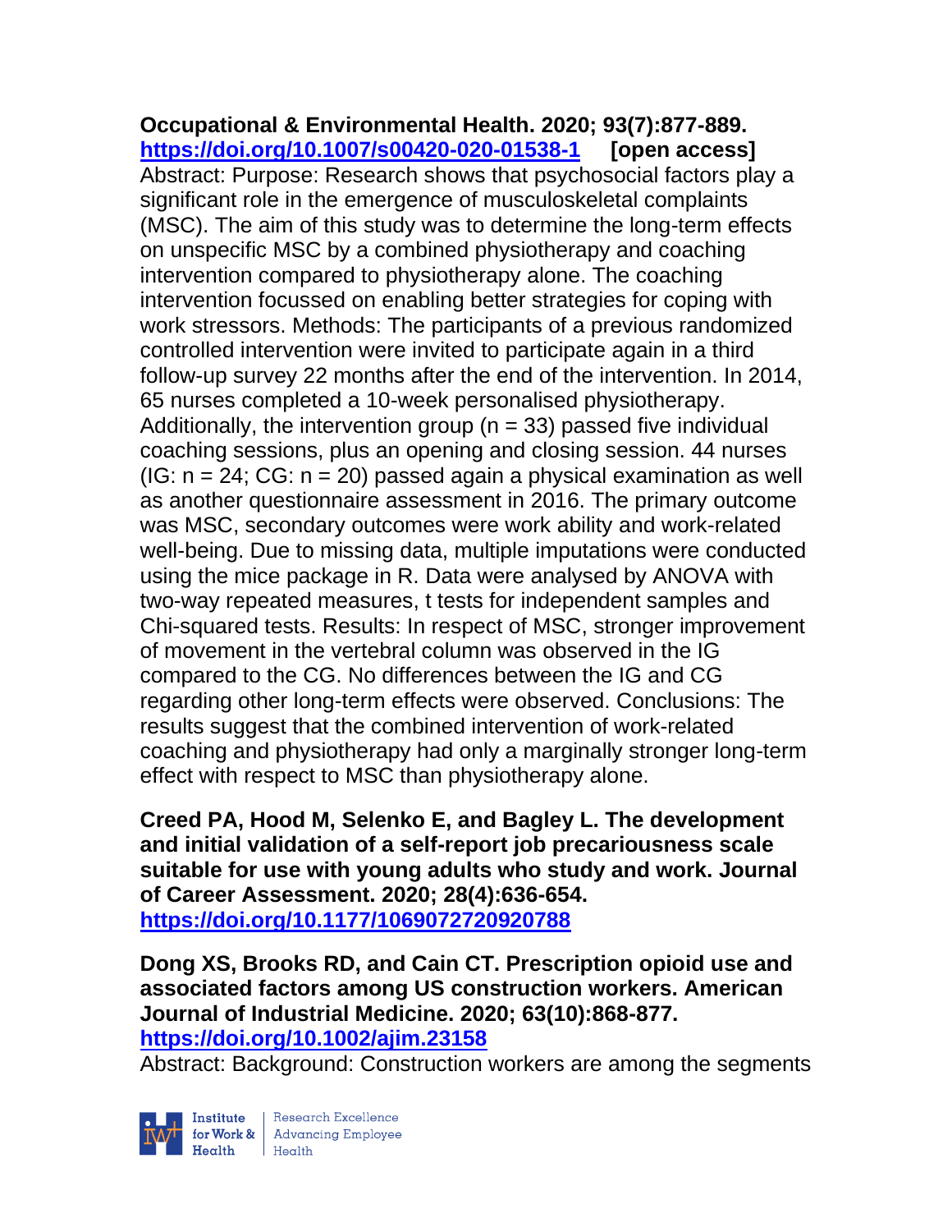**Occupational & Environmental Health. 2020; 93(7):877-889. https://doi.org/10.1007/s00420-020-01538-1 [open access]**

Abstract: Purpose: Research shows that psychosocial factors play a significant role in the emergence of musculoskeletal complaints (MSC). The aim of this study was to determine the long-term effects on unspecific MSC by a combined physiotherapy and coaching intervention compared to physiotherapy alone. The coaching intervention focussed on enabling better strategies for coping with work stressors. Methods: The participants of a previous randomized controlled intervention were invited to participate again in a third follow-up survey 22 months after the end of the intervention. In 2014, 65 nurses completed a 10-week personalised physiotherapy. Additionally, the intervention group (n = 33) passed five individual coaching sessions, plus an opening and closing session. 44 nurses (IG: n = 24; CG: n = 20) passed again a physical examination as well as another questionnaire assessment in 2016. The primary outcome was MSC, secondary outcomes were work ability and work-related well-being. Due to missing data, multiple imputations were conducted using the mice package in R. Data were analysed by ANOVA with two-way repeated measures, t tests for independent samples and Chi-squared tests. Results: In respect of MSC, stronger improvement of movement in the vertebral column was observed in the IG compared to the CG. No differences between the IG and CG regarding other long-term effects were observed. Conclusions: The results suggest that the combined intervention of work-related coaching and physiotherapy had only a marginally stronger long-term effect with respect to MSC than physiotherapy alone.

**Creed PA, Hood M, Selenko E, and Bagley L. The development and initial validation of a self-report job precariousness scale suitable for use with young adults who study and work. Journal of Career Assessment. 2020; 28(4):636-654. https://doi.org/10.1177/1069072720920788**

**Dong XS, Brooks RD, and Cain CT. Prescription opioid use and associated factors among US construction workers. American Journal of Industrial Medicine. 2020; 63(10):868-877. https://doi.org/10.1002/ajim.23158**

Abstract: Background: Construction workers are among the segments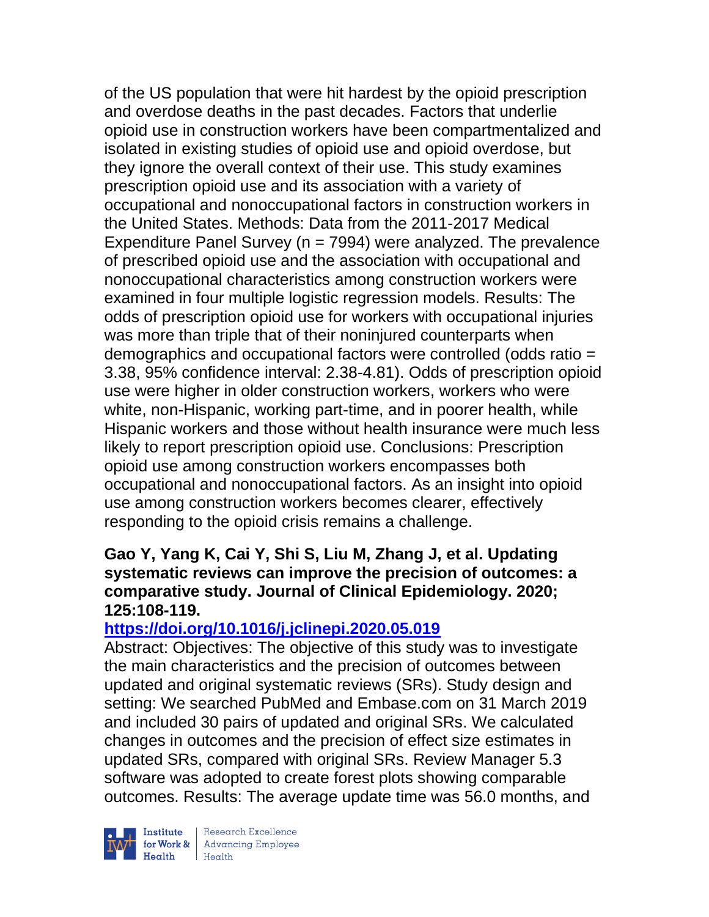of the US population that were hit hardest by the opioid prescription and overdose deaths in the past decades. Factors that underlie opioid use in construction workers have been compartmentalized and isolated in existing studies of opioid use and opioid overdose, but they ignore the overall context of their use. This study examines prescription opioid use and its association with a variety of occupational and nonoccupational factors in construction workers in the United States. Methods: Data from the 2011-2017 Medical Expenditure Panel Survey (n = 7994) were analyzed. The prevalence of prescribed opioid use and the association with occupational and nonoccupational characteristics among construction workers were examined in four multiple logistic regression models. Results: The odds of prescription opioid use for workers with occupational injuries was more than triple that of their noninjured counterparts when demographics and occupational factors were controlled (odds ratio = 3.38, 95% confidence interval: 2.38-4.81). Odds of prescription opioid use were higher in older construction workers, workers who were white, non-Hispanic, working part-time, and in poorer health, while Hispanic workers and those without health insurance were much less likely to report prescription opioid use. Conclusions: Prescription opioid use among construction workers encompasses both occupational and nonoccupational factors. As an insight into opioid use among construction workers becomes clearer, effectively responding to the opioid crisis remains a challenge.

**Gao Y, Yang K, Cai Y, Shi S, Liu M, Zhang J, et al. Updating systematic reviews can improve the precision of outcomes: a comparative study. Journal of Clinical Epidemiology. 2020; 125:108-119.**

**https://doi.org/10.1016/j.jclinepi.2020.05.019**

Abstract: Objectives: The objective of this study was to investigate the main characteristics and the precision of outcomes between updated and original systematic reviews (SRs). Study design and setting: We searched PubMed and Embase.com on 31 March 2019 and included 30 pairs of updated and original SRs. We calculated changes in outcomes and the precision of effect size estimates in updated SRs, compared with original SRs. Review Manager 5.3 software was adopted to create forest plots showing comparable outcomes. Results: The average update time was 56.0 months, and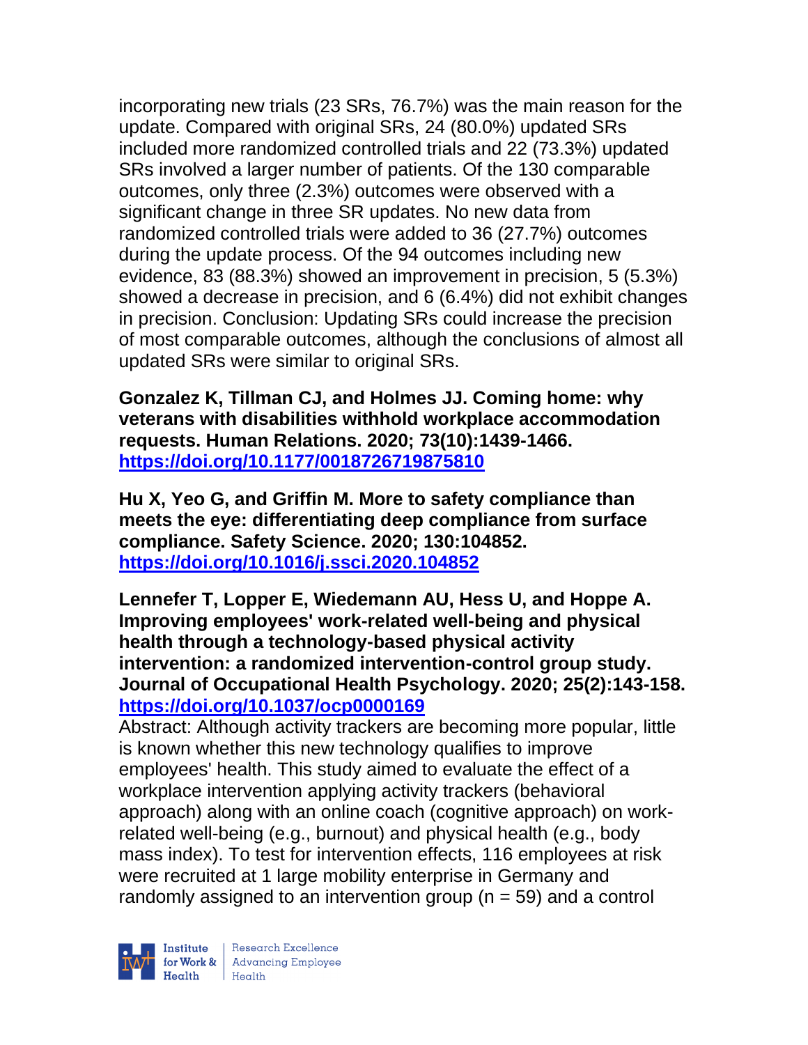incorporating new trials (23 SRs, 76.7%) was the main reason for the update. Compared with original SRs, 24 (80.0%) updated SRs included more randomized controlled trials and 22 (73.3%) updated SRs involved a larger number of patients. Of the 130 comparable outcomes, only three (2.3%) outcomes were observed with a significant change in three SR updates. No new data from randomized controlled trials were added to 36 (27.7%) outcomes during the update process. Of the 94 outcomes including new evidence, 83 (88.3%) showed an improvement in precision, 5 (5.3%) showed a decrease in precision, and 6 (6.4%) did not exhibit changes in precision. Conclusion: Updating SRs could increase the precision of most comparable outcomes, although the conclusions of almost all updated SRs were similar to original SRs.

**Gonzalez K, Tillman CJ, and Holmes JJ. Coming home: why veterans with disabilities withhold workplace accommodation requests. Human Relations. 2020; 73(10):1439-1466. [https://doi.org/10.1177/0018726719875810](https://doi.org/10.1177/0018726719875810)**

**Hu X, Yeo G, and Griffin M. More to safety compliance than meets the eye: differentiating deep compliance from surface compliance. Safety Science. 2020; 130:104852. [https://doi.org/10.1016/j.ssci.2020.104852](https://doi.org/10.1016/j.ssci.2020.104852)**

**Lennefer T, Lopper E, Wiedemann AU, Hess U, and Hoppe A. Improving employees' work-related well-being and physical health through a technology-based physical activity intervention: a randomized intervention-control group study. Journal of Occupational Health Psychology. 2020; 25(2):143-158. [https://doi.org/10.1037/ocp0000169](https://doi.org/10.1037/ocp0000169)**

Abstract: Although activity trackers are becoming more popular, little is known whether this new technology qualifies to improve employees' health. This study aimed to evaluate the effect of a workplace intervention applying activity trackers (behavioral approach) along with an online coach (cognitive approach) on work-related well-being (e.g., burnout) and physical health (e.g., body mass index). To test for intervention effects, 116 employees at risk were recruited at 1 large mobility enterprise in Germany and randomly assigned to an intervention group (n = 59) and a control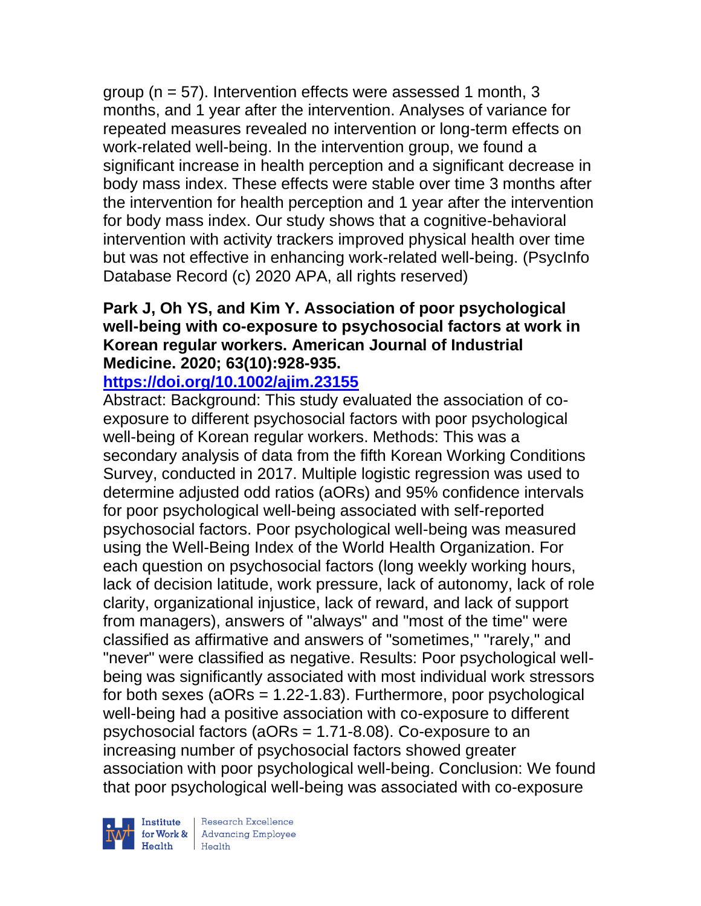group (n = 57). Intervention effects were assessed 1 month, 3 months, and 1 year after the intervention. Analyses of variance for repeated measures revealed no intervention or long-term effects on work-related well-being. In the intervention group, we found a significant increase in health perception and a significant decrease in body mass index. These effects were stable over time 3 months after the intervention for health perception and 1 year after the intervention for body mass index. Our study shows that a cognitive-behavioral intervention with activity trackers improved physical health over time but was not effective in enhancing work-related well-being. (PsycInfo Database Record (c) 2020 APA, all rights reserved)

**Park J, Oh YS, and Kim Y. Association of poor psychological well-being with co-exposure to psychosocial factors at work in Korean regular workers. American Journal of Industrial Medicine. 2020; 63(10):928-935.**

**https://doi.org/10.1002/ajim.23155**

Abstract: Background: This study evaluated the association of co-exposure to different psychosocial factors with poor psychological well-being of Korean regular workers. Methods: This was a secondary analysis of data from the fifth Korean Working Conditions Survey, conducted in 2017. Multiple logistic regression was used to determine adjusted odd ratios (aORs) and 95% confidence intervals for poor psychological well-being associated with self-reported psychosocial factors. Poor psychological well-being was measured using the Well-Being Index of the World Health Organization. For each question on psychosocial factors (long weekly working hours, lack of decision latitude, work pressure, lack of autonomy, lack of role clarity, organizational injustice, lack of reward, and lack of support from managers), answers of "always" and "most of the time" were classified as affirmative and answers of "sometimes," "rarely," and "never" were classified as negative. Results: Poor psychological well-being was significantly associated with most individual work stressors for both sexes (aORs = 1.22-1.83). Furthermore, poor psychological well-being had a positive association with co-exposure to different psychosocial factors (aORs = 1.71-8.08). Co-exposure to an increasing number of psychosocial factors showed greater association with poor psychological well-being. Conclusion: We found that poor psychological well-being was associated with co-exposure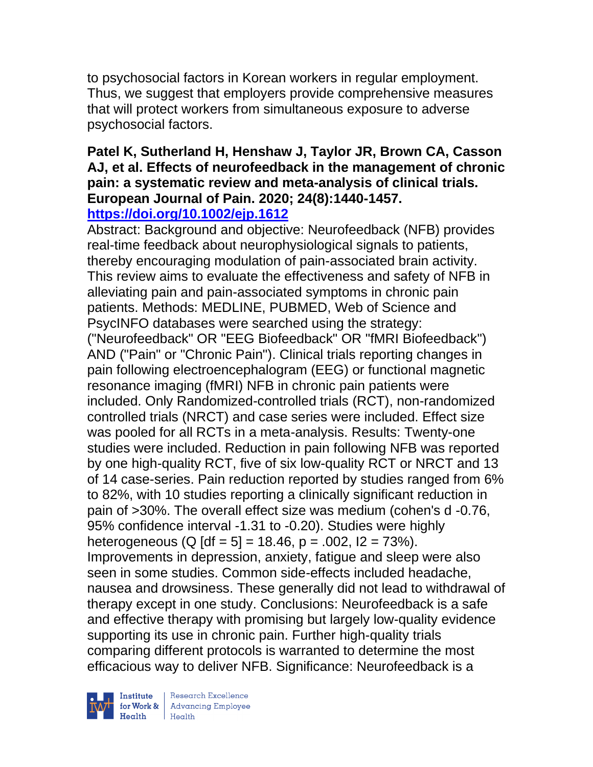to psychosocial factors in Korean workers in regular employment. Thus, we suggest that employers provide comprehensive measures that will protect workers from simultaneous exposure to adverse psychosocial factors.

**Patel K, Sutherland H, Henshaw J, Taylor JR, Brown CA, Casson AJ, et al. Effects of neurofeedback in the management of chronic pain: a systematic review and meta-analysis of clinical trials. European Journal of Pain. 2020; 24(8):1440-1457.**
**https://doi.org/10.1002/ejp.1612**

Abstract: Background and objective: Neurofeedback (NFB) provides real-time feedback about neurophysiological signals to patients, thereby encouraging modulation of pain-associated brain activity. This review aims to evaluate the effectiveness and safety of NFB in alleviating pain and pain-associated symptoms in chronic pain patients. Methods: MEDLINE, PUBMED, Web of Science and PsycINFO databases were searched using the strategy: ("Neurofeedback" OR "EEG Biofeedback" OR "fMRI Biofeedback") AND ("Pain" or "Chronic Pain"). Clinical trials reporting changes in pain following electroencephalogram (EEG) or functional magnetic resonance imaging (fMRI) NFB in chronic pain patients were included. Only Randomized-controlled trials (RCT), non-randomized controlled trials (NRCT) and case series were included. Effect size was pooled for all RCTs in a meta-analysis. Results: Twenty-one studies were included. Reduction in pain following NFB was reported by one high-quality RCT, five of six low-quality RCT or NRCT and 13 of 14 case-series. Pain reduction reported by studies ranged from 6% to 82%, with 10 studies reporting a clinically significant reduction in pain of >30%. The overall effect size was medium (cohen's d -0.76, 95% confidence interval -1.31 to -0.20). Studies were highly heterogeneous ($Q$ [df = 5] = 18.46, $p = .002$, $I2 = 73\%$). Improvements in depression, anxiety, fatigue and sleep were also seen in some studies. Common side-effects included headache, nausea and drowsiness. These generally did not lead to withdrawal of therapy except in one study. Conclusions: Neurofeedback is a safe and effective therapy with promising but largely low-quality evidence supporting its use in chronic pain. Further high-quality trials comparing different protocols is warranted to determine the most efficacious way to deliver NFB. Significance: Neurofeedback is a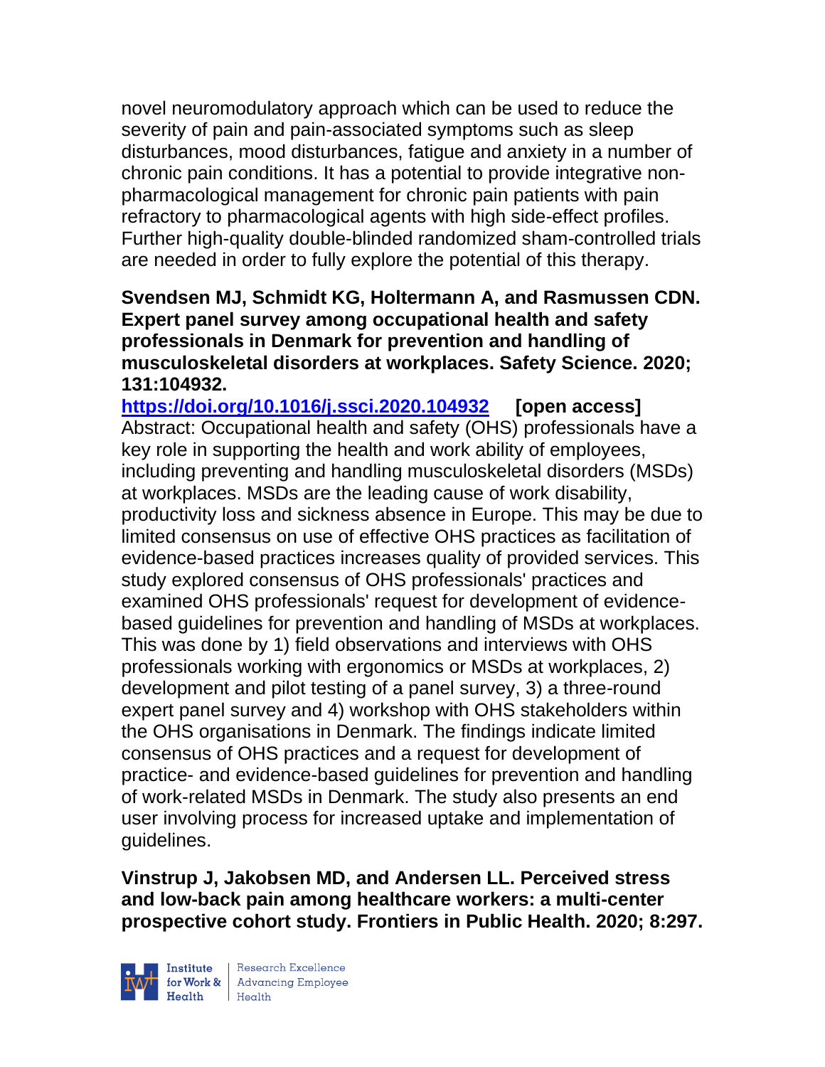novel neuromodulatory approach which can be used to reduce the severity of pain and pain-associated symptoms such as sleep disturbances, mood disturbances, fatigue and anxiety in a number of chronic pain conditions. It has a potential to provide integrative non-pharmacological management for chronic pain patients with pain refractory to pharmacological agents with high side-effect profiles. Further high-quality double-blinded randomized sham-controlled trials are needed in order to fully explore the potential of this therapy.

**Svendsen MJ, Schmidt KG, Holtermann A, and Rasmussen CDN. Expert panel survey among occupational health and safety professionals in Denmark for prevention and handling of musculoskeletal disorders at workplaces. Safety Science. 2020; 131:104932.**

**https://doi.org/10.1016/j.ssci.2020.104932 [open access]**

Abstract: Occupational health and safety (OHS) professionals have a key role in supporting the health and work ability of employees, including preventing and handling musculoskeletal disorders (MSDs) at workplaces. MSDs are the leading cause of work disability, productivity loss and sickness absence in Europe. This may be due to limited consensus on use of effective OHS practices as facilitation of evidence-based practices increases quality of provided services. This study explored consensus of OHS professionals' practices and examined OHS professionals' request for development of evidence-based guidelines for prevention and handling of MSDs at workplaces. This was done by 1) field observations and interviews with OHS professionals working with ergonomics or MSDs at workplaces, 2) development and pilot testing of a panel survey, 3) a three-round expert panel survey and 4) workshop with OHS stakeholders within the OHS organisations in Denmark. The findings indicate limited consensus of OHS practices and a request for development of practice- and evidence-based guidelines for prevention and handling of work-related MSDs in Denmark. The study also presents an end user involving process for increased uptake and implementation of guidelines.

**Vinstrup J, Jakobsen MD, and Andersen LL. Perceived stress and low-back pain among healthcare workers: a multi-center prospective cohort study. Frontiers in Public Health. 2020; 8:297.**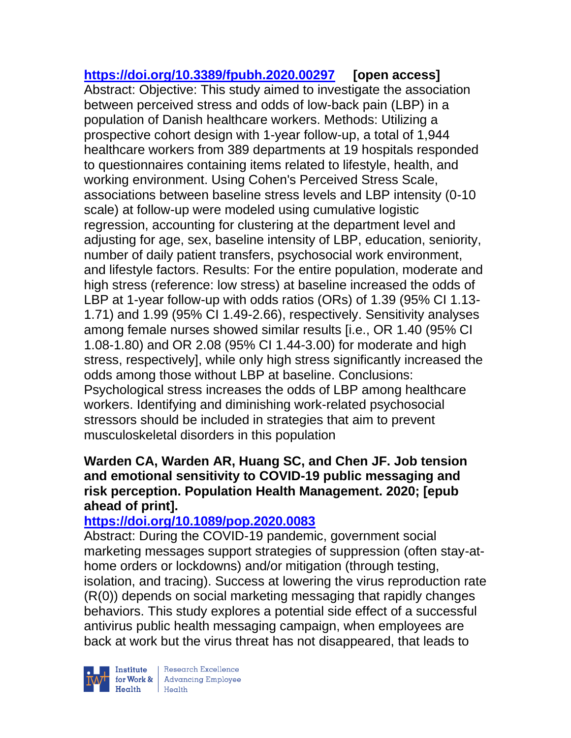**https://doi.org/10.3389/fpubh.2020.00297 [open access]**

Abstract: Objective: This study aimed to investigate the association between perceived stress and odds of low-back pain (LBP) in a population of Danish healthcare workers. Methods: Utilizing a prospective cohort design with 1-year follow-up, a total of 1,944 healthcare workers from 389 departments at 19 hospitals responded to questionnaires containing items related to lifestyle, health, and working environment. Using Cohen's Perceived Stress Scale, associations between baseline stress levels and LBP intensity (0-10 scale) at follow-up were modeled using cumulative logistic regression, accounting for clustering at the department level and adjusting for age, sex, baseline intensity of LBP, education, seniority, number of daily patient transfers, psychosocial work environment, and lifestyle factors. Results: For the entire population, moderate and high stress (reference: low stress) at baseline increased the odds of LBP at 1-year follow-up with odds ratios (ORs) of 1.39 (95% CI 1.13-1.71) and 1.99 (95% CI 1.49-2.66), respectively. Sensitivity analyses among female nurses showed similar results [i.e., OR 1.40 (95% CI 1.08-1.80) and OR 2.08 (95% CI 1.44-3.00) for moderate and high stress, respectively], while only high stress significantly increased the odds among those without LBP at baseline. Conclusions: Psychological stress increases the odds of LBP among healthcare workers. Identifying and diminishing work-related psychosocial stressors should be included in strategies that aim to prevent musculoskeletal disorders in this population

**Warden CA, Warden AR, Huang SC, and Chen JF. Job tension and emotional sensitivity to COVID-19 public messaging and risk perception. Population Health Management. 2020; [epub ahead of print].**

**https://doi.org/10.1089/pop.2020.0083**

Abstract: During the COVID-19 pandemic, government social marketing messages support strategies of suppression (often stay-at-home orders or lockdowns) and/or mitigation (through testing, isolation, and tracing). Success at lowering the virus reproduction rate (R(0)) depends on social marketing messaging that rapidly changes behaviors. This study explores a potential side effect of a successful antivirus public health messaging campaign, when employees are back at work but the virus threat has not disappeared, that leads to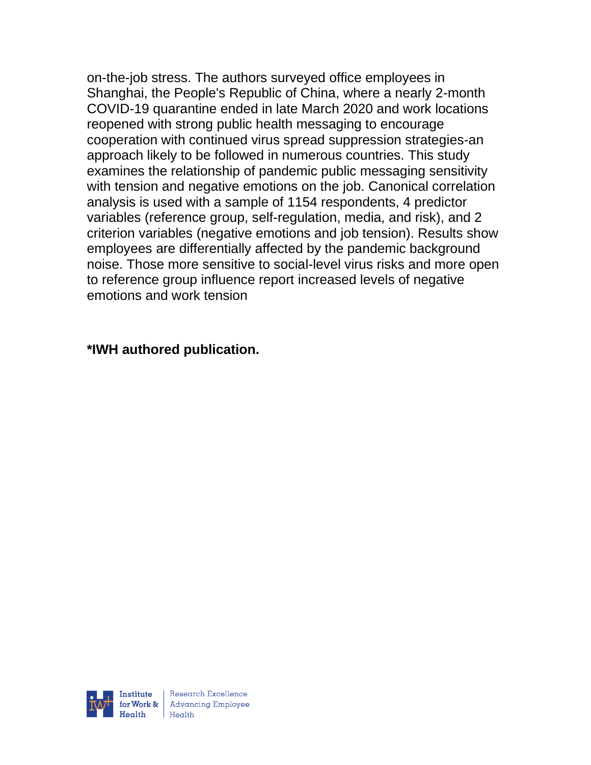on-the-job stress. The authors surveyed office employees in Shanghai, the People's Republic of China, where a nearly 2-month COVID-19 quarantine ended in late March 2020 and work locations reopened with strong public health messaging to encourage cooperation with continued virus spread suppression strategies-an approach likely to be followed in numerous countries. This study examines the relationship of pandemic public messaging sensitivity with tension and negative emotions on the job. Canonical correlation analysis is used with a sample of 1154 respondents, 4 predictor variables (reference group, self-regulation, media, and risk), and 2 criterion variables (negative emotions and job tension). Results show employees are differentially affected by the pandemic background noise. Those more sensitive to social-level virus risks and more open to reference group influence report increased levels of negative emotions and work tension

**\*IWH authored publication.**